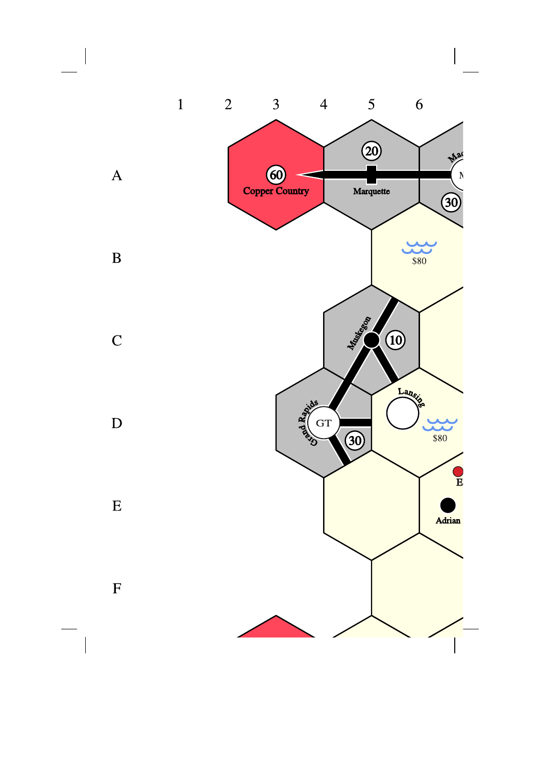1 2 3 4 5 6

A

B

C

D

E

F

20

60

Copper Country

Marquette

30

$80

Muskegon

10

Lansing

Grand Rapids

GT

30

$80

E

Adrian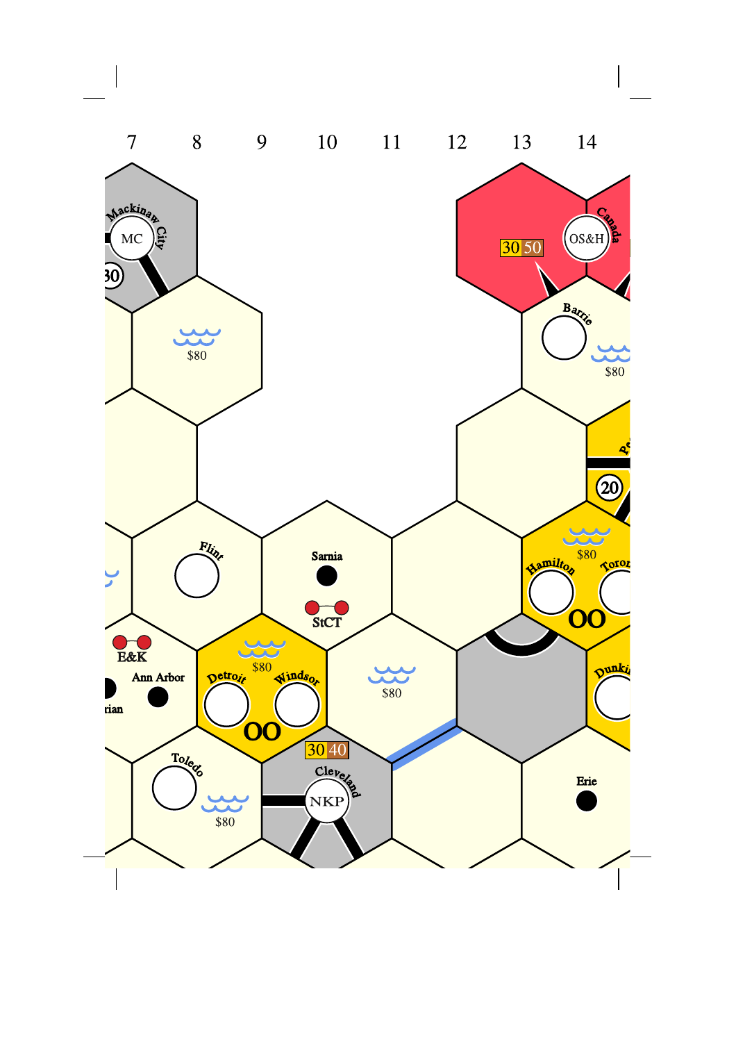7 8 9 10 11 12 13 14

Mackinaw City
MC
30

$80

30 50
OS&H
Canada

Barrie
$80

20

Flint

Sarnia
StCT

$80
Hamilton
Toronto
OO

E&K
Ann Arbor

$80
Detroit
Windsor
OO

$80

Dunkirk

Toledo
$80

30 40
Cleveland
NKP

Erie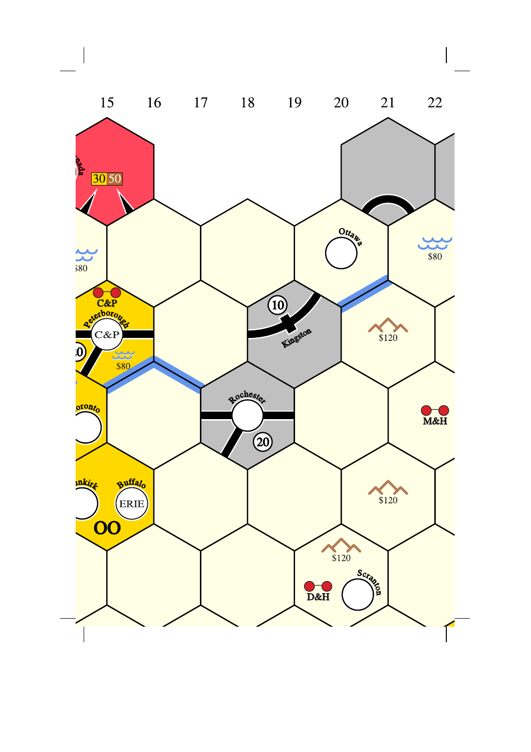15 16 17 18 19 20 21 22

30 50

Ottawa

$80

$80

C&P

Peterborough

C&P

$80

10

Kingston

$120

Rochester

20

Toronto

M&H

Dunkirk

Buffalo

ERIE

OO

$120

$120

D&H

Scranton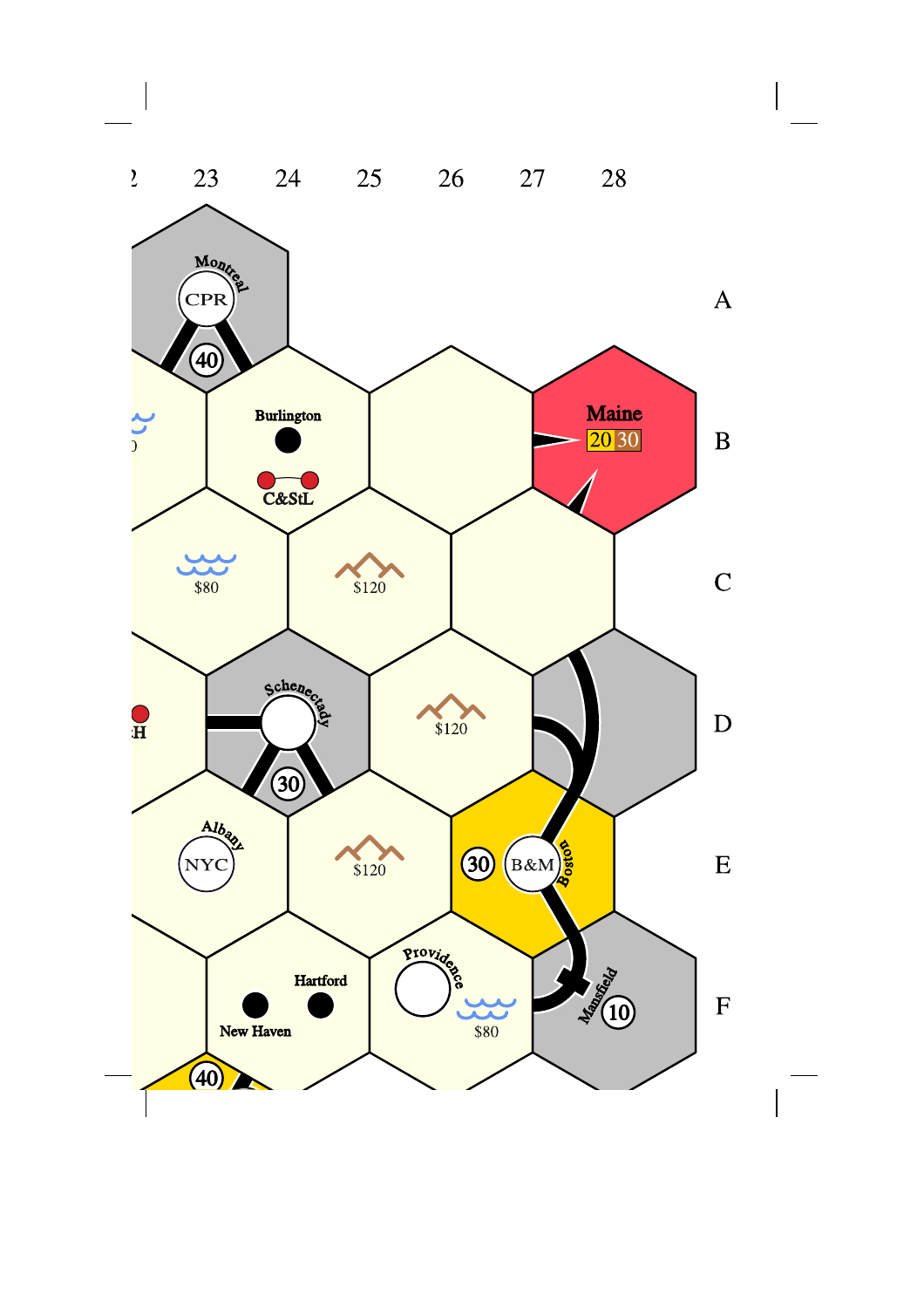2 23 24 25 26 27 28

A

Montreal
CPR
40

B

Burlington
C&StL

Maine
20 30

C

$80
$120

D

Schenectady
30
H
$120

E

Albany
NYC
$120
30
B&M
Boston

F

Hartford
New Haven
Providence
$80
Mansfield
10

40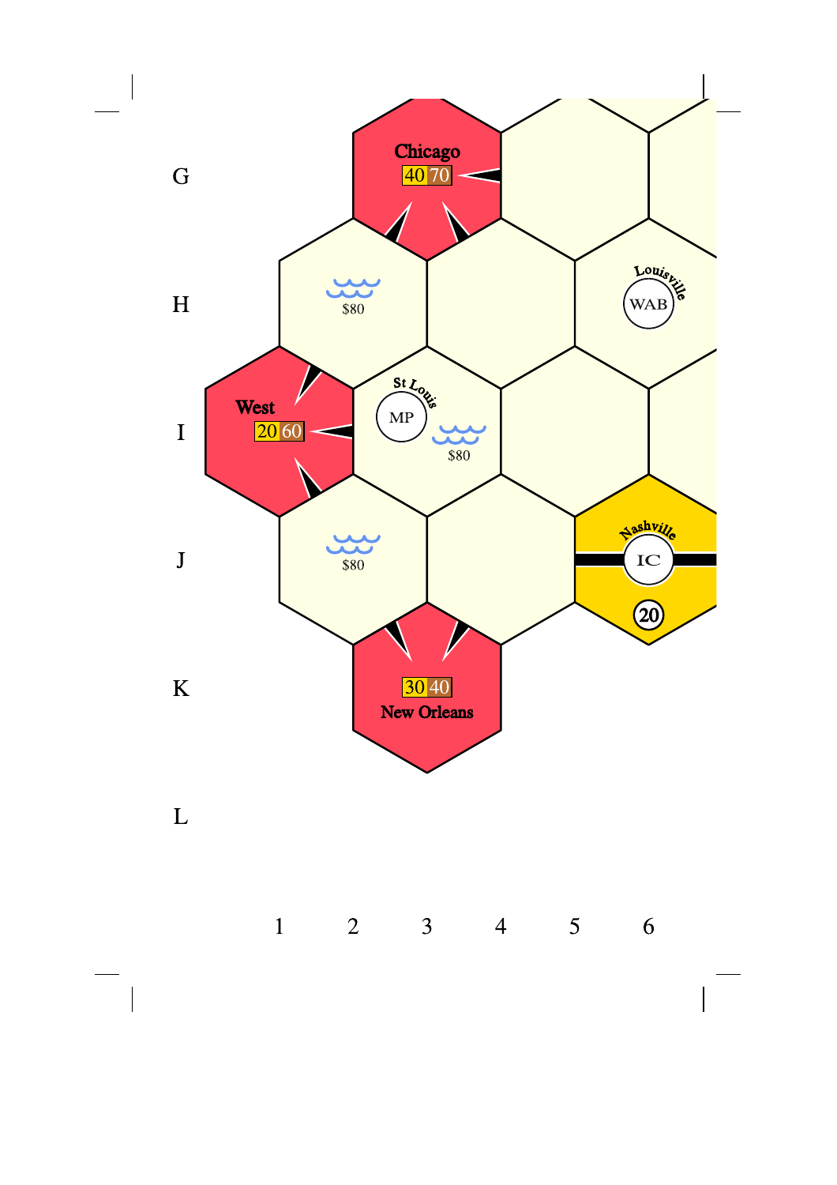G

H

I

J

K

L

1 2 3 4 5 6

Chicago
40 70

$80

Louisville
WAB

West
20 60

St Louis
MP

$80

$80

Nashville
IC
20

30 40
New Orleans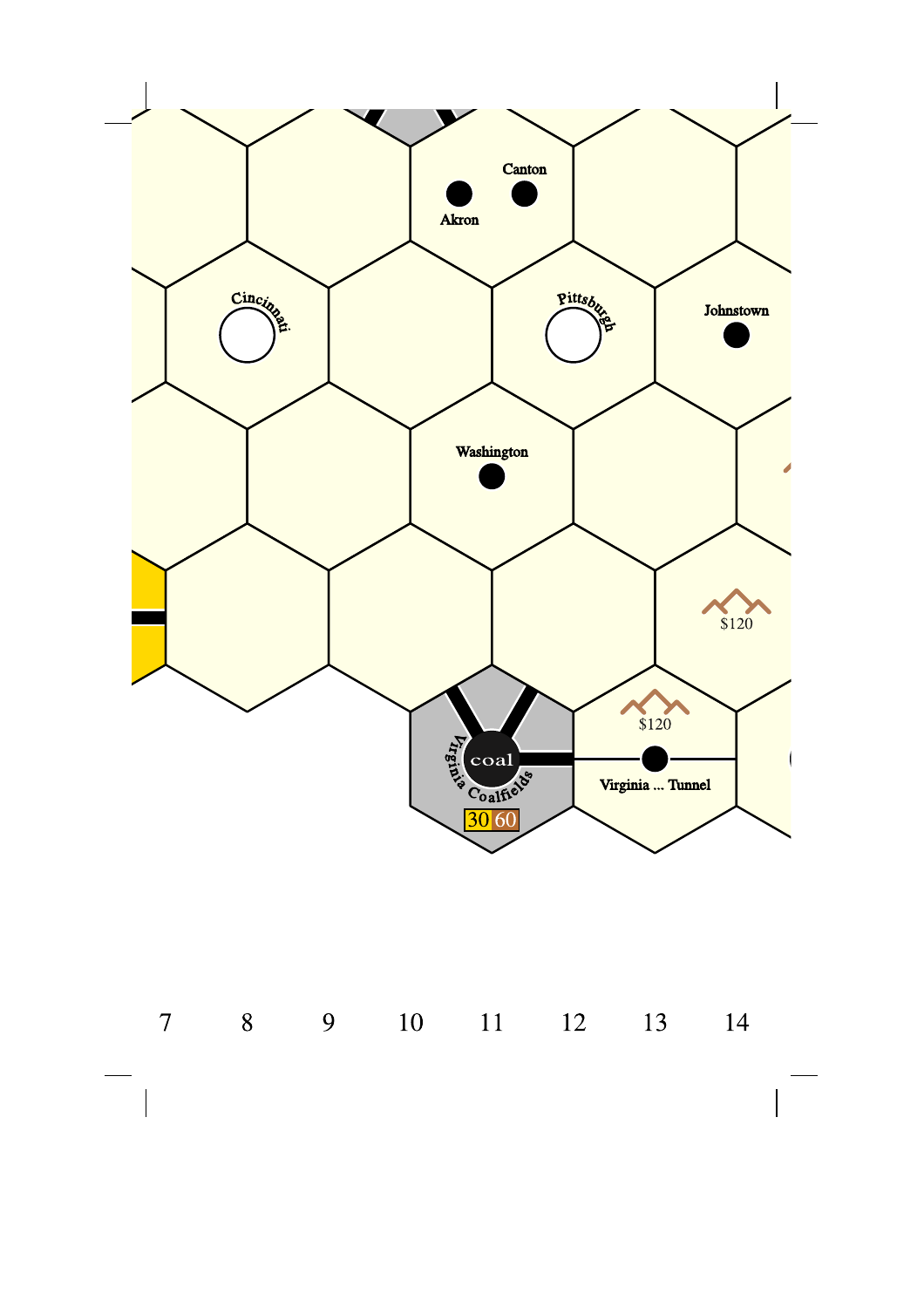Canton

Akron

Cincinnati

Pittsburgh

Johnstown

Washington

$120

$120

coal

Virginia Coalfields

30 60

Virginia ... Tunnel

7 8 9 10 11 12 13 14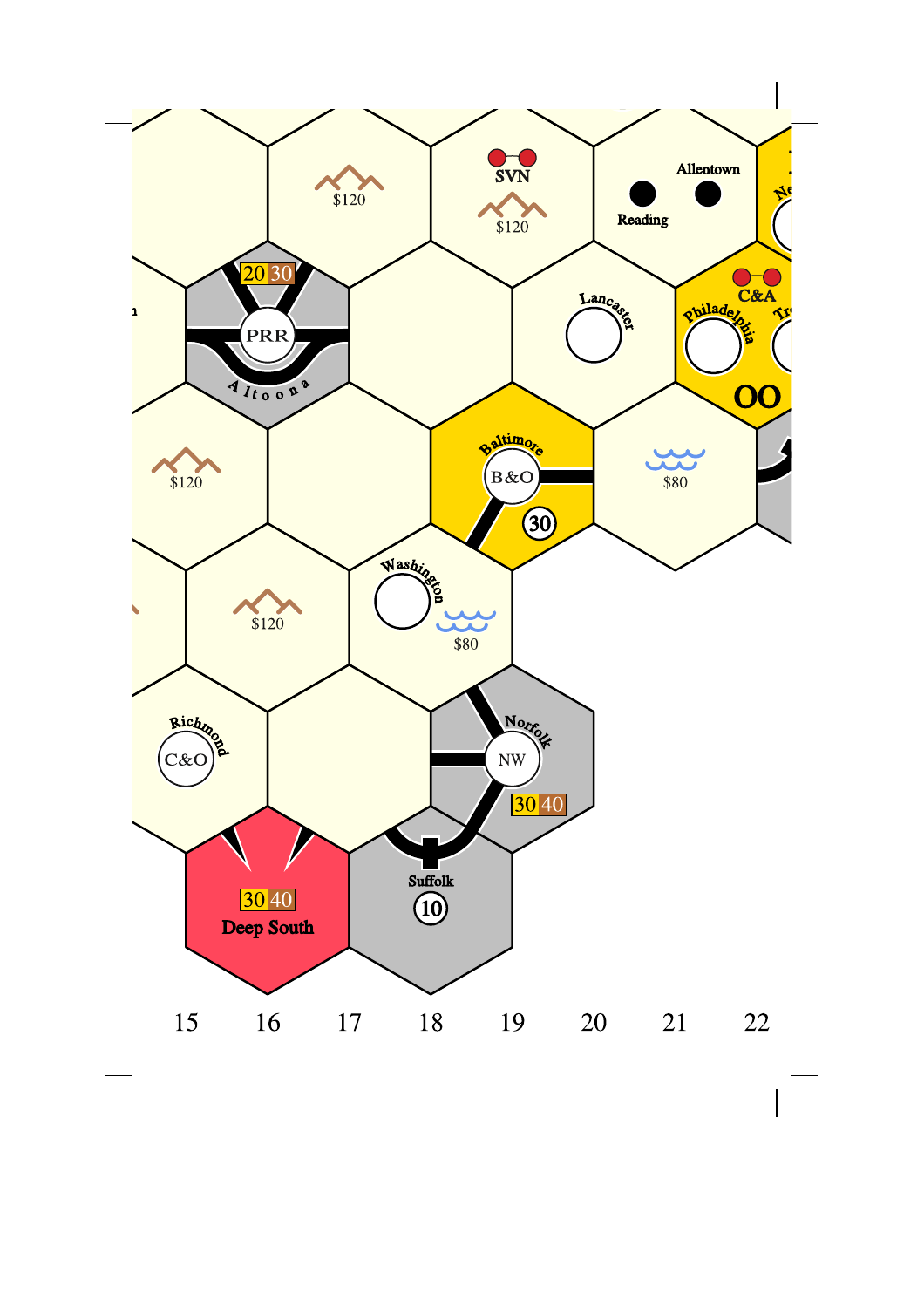$120

SVN

$120

Reading

Allentown

20 30

PRR

Altoona

Lancaster

C&A

Philadelphia

OO

$120

Baltimore

B&O

30

$80

$120

Washington

$80

Richmond

C&O

Norfolk

NW

30 40

30 40

Deep South

Suffolk

10

15 16 17 18 19 20 21 22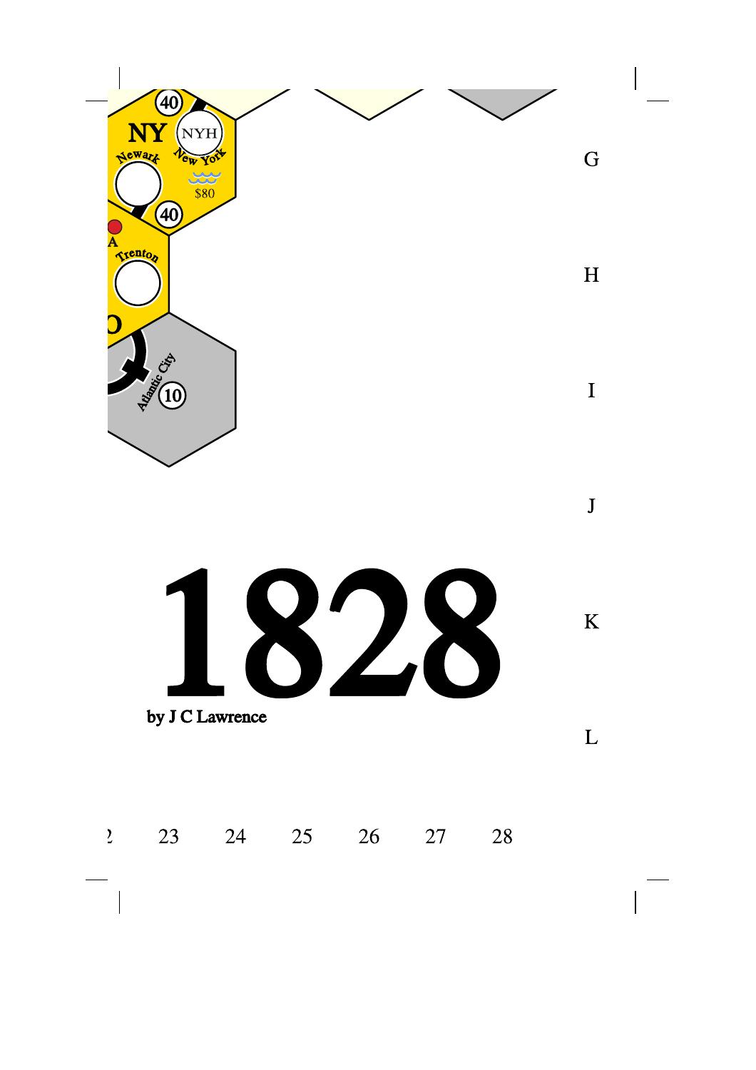# 1828

**by J C Lawrence**